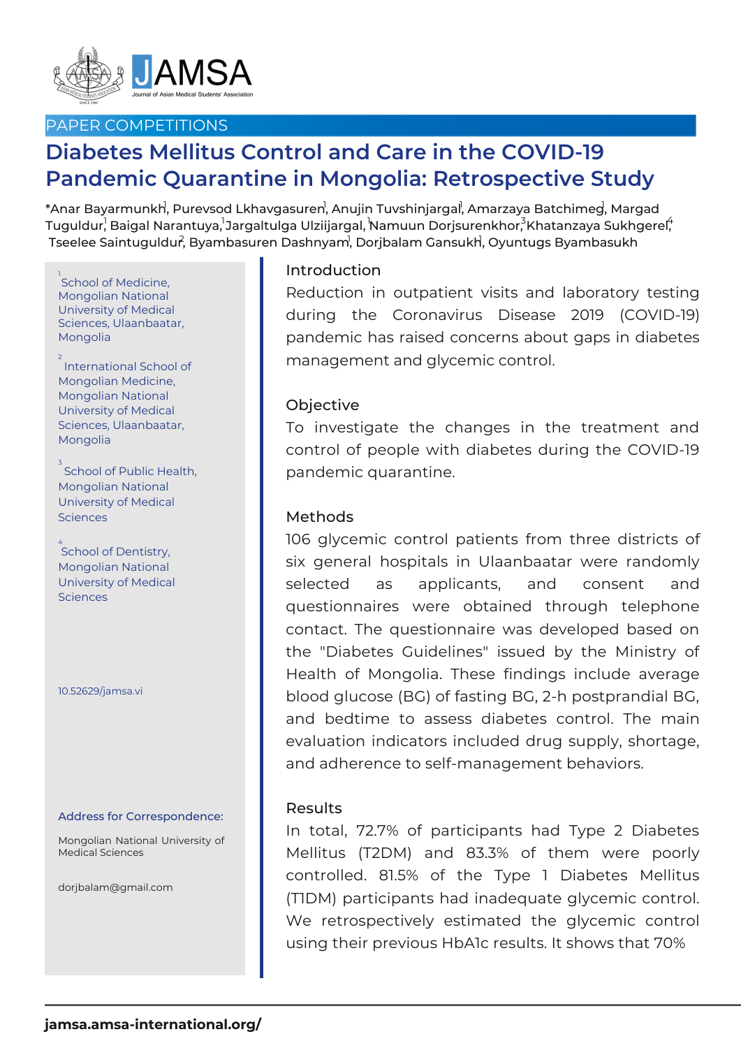PAPER COMPETITIONS

# Diabetes Mellitus Control and Care in the COVID-19 Pandemic Quarantine in Mongolia: Retrospective Study

*Anar Bayarmunkh[1], Purevsod Lkhavgasuren[1], Anujin Tuvshinjargal[1], Amarzaya Batchimeg[1], Margad Tuguldur[1], Baigal Narantuya,[1] Jargaltulga Ulziijargal,[1] Namuun Dorjsurenkhor,[3] Khatanzaya Sukhgerel,[4] Tseelee Saintuguldur[2], Byambasuren Dashnyam[1], Dorjbalam Gansukh[1], Oyuntugs Byambasukh

[1] School of Medicine, Mongolian National University of Medical Sciences, Ulaanbaatar, Mongolia

[2] International School of Mongolian Medicine, Mongolian National University of Medical Sciences, Ulaanbaatar, Mongolia

[3] School of Public Health, Mongolian National University of Medical Sciences

[4] School of Dentistry, Mongolian National University of Medical Sciences

10.52629/jamsa.vi

**Address for Correspondence:**

Mongolian National University of Medical Sciences

dorjbalam@gmail.com

## Introduction

Reduction in outpatient visits and laboratory testing during the Coronavirus Disease 2019 (COVID-19) pandemic has raised concerns about gaps in diabetes management and glycemic control.

## Objective

To investigate the changes in the treatment and control of people with diabetes during the COVID-19 pandemic quarantine.

## Methods

106 glycemic control patients from three districts of six general hospitals in Ulaanbaatar were randomly selected as applicants, and consent and questionnaires were obtained through telephone contact. The questionnaire was developed based on the "Diabetes Guidelines" issued by the Ministry of Health of Mongolia. These findings include average blood glucose (BG) of fasting BG, 2-h postprandial BG, and bedtime to assess diabetes control. The main evaluation indicators included drug supply, shortage, and adherence to self-management behaviors.

## Results

In total, 72.7% of participants had Type 2 Diabetes Mellitus (T2DM) and 83.3% of them were poorly controlled. 81.5% of the Type 1 Diabetes Mellitus (T1DM) participants had inadequate glycemic control. We retrospectively estimated the glycemic control using their previous HbA1c results. It shows that 70%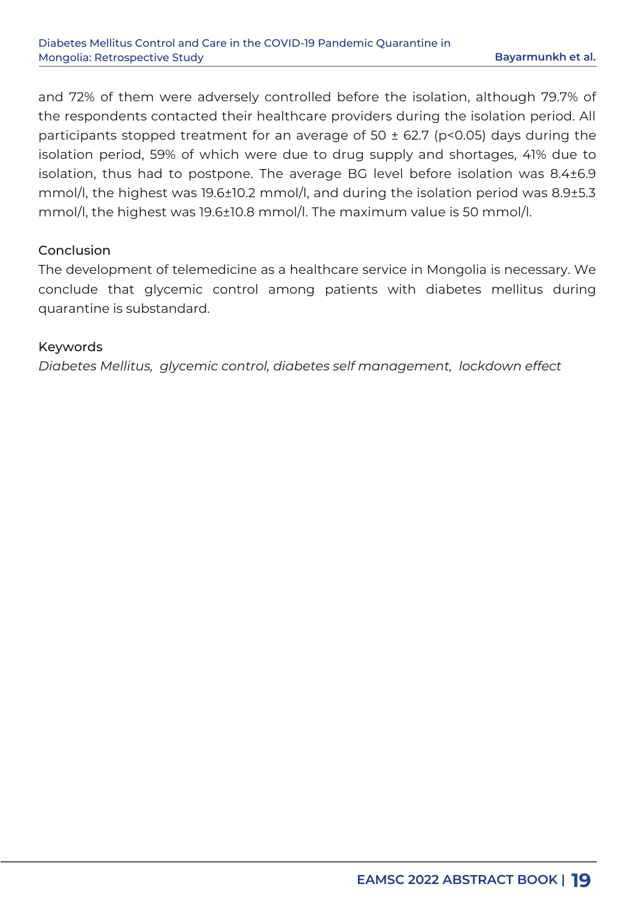and 72% of them were adversely controlled before the isolation, although 79.7% of the respondents contacted their healthcare providers during the isolation period. All participants stopped treatment for an average of 50 ± 62.7 ($p<0.05$) days during the isolation period, 59% of which were due to drug supply and shortages, 41% due to isolation, thus had to postpone. The average BG level before isolation was 8.4±6.9 mmol/l, the highest was 19.6±10.2 mmol/l, and during the isolation period was 8.9±5.3 mmol/l, the highest was 19.6±10.8 mmol/l. The maximum value is 50 mmol/l.

### Conclusion

The development of telemedicine as a healthcare service in Mongolia is necessary. We conclude that glycemic control among patients with diabetes mellitus during quarantine is substandard.

### Keywords

*Diabetes Mellitus, glycemic control, diabetes self management, lockdown effect*